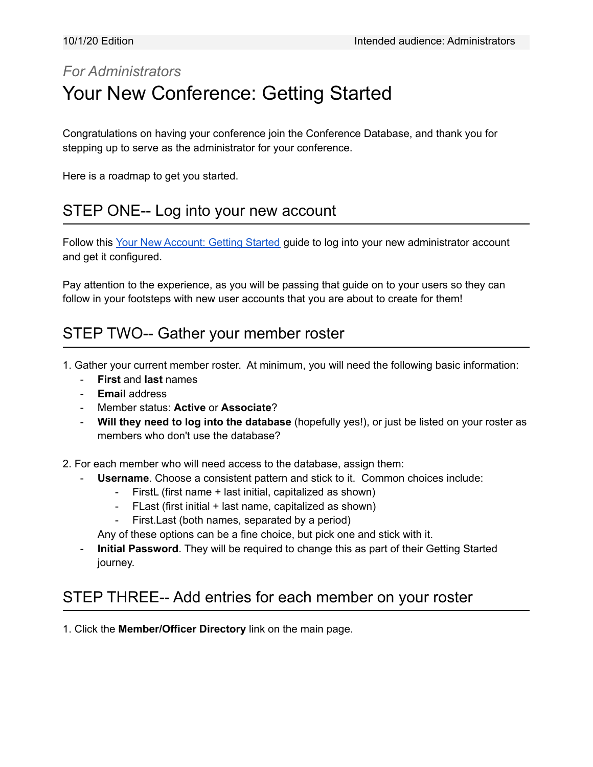10/1/20 Edition | Intended audience: Administrators

*For Administrators*

# Your New Conference: Getting Started

Congratulations on having your conference join the Conference Database, and thank you for stepping up to serve as the administrator for your conference.

Here is a roadmap to get you started.

## STEP ONE-- Log into your new account

Follow this [Your New Account: Getting Started]() guide to log into your new administrator account and get it configured.

Pay attention to the experience, as you will be passing that guide on to your users so they can follow in your footsteps with new user accounts that you are about to create for them!

## STEP TWO-- Gather your member roster

1. Gather your current member roster. At minimum, you will need the following basic information:
   - **First** and **last** names
   - **Email** address
   - Member status: **Active** or **Associate**?
   - **Will they need to log into the database** (hopefully yes!), or just be listed on your roster as members who don't use the database?

2. For each member who will need access to the database, assign them:
   - **Username**. Choose a consistent pattern and stick to it. Common choices include:
     - FirstL (first name + last initial, capitalized as shown)
     - FLast (first initial + last name, capitalized as shown)
     - First.Last (both names, separated by a period)

     Any of these options can be a fine choice, but pick one and stick with it.
   - **Initial Password**. They will be required to change this as part of their Getting Started journey.

## STEP THREE-- Add entries for each member on your roster

1. Click the **Member/Officer Directory** link on the main page.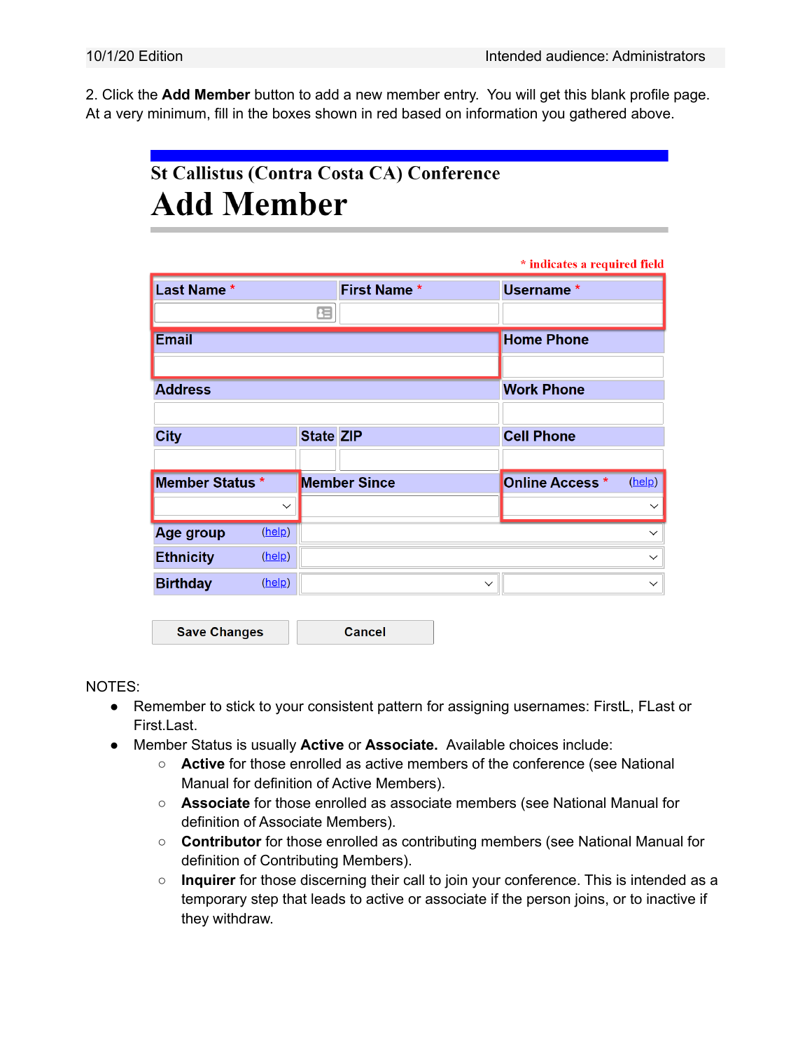2. Click the **Add Member** button to add a new member entry. You will get this blank profile page. At a very minimum, fill in the boxes shown in red based on information you gathered above.

St Callistus (Contra Costa CA) Conference

# Add Member

* indicates a required field

| Last Name * | First Name * | Username * |
| --- | --- | --- |
| | | |
| Email | | Home Phone |
| | | |
| Address | | Work Phone |
| | | |
| City | State ZIP | Cell Phone |
| | | |
| Member Status * | Member Since | Online Access * (help) |
| | | |
| Age group (help) | | |
| Ethnicity (help) | | |
| Birthday (help) | | |

Save Changes | Cancel

NOTES:

- Remember to stick to your consistent pattern for assigning usernames: FirstL, FLast or First.Last.
- Member Status is usually **Active** or **Associate.** Available choices include:
  - **Active** for those enrolled as active members of the conference (see National Manual for definition of Active Members).
  - **Associate** for those enrolled as associate members (see National Manual for definition of Associate Members).
  - **Contributor** for those enrolled as contributing members (see National Manual for definition of Contributing Members).
  - **Inquirer** for those discerning their call to join your conference. This is intended as a temporary step that leads to active or associate if the person joins, or to inactive if they withdraw.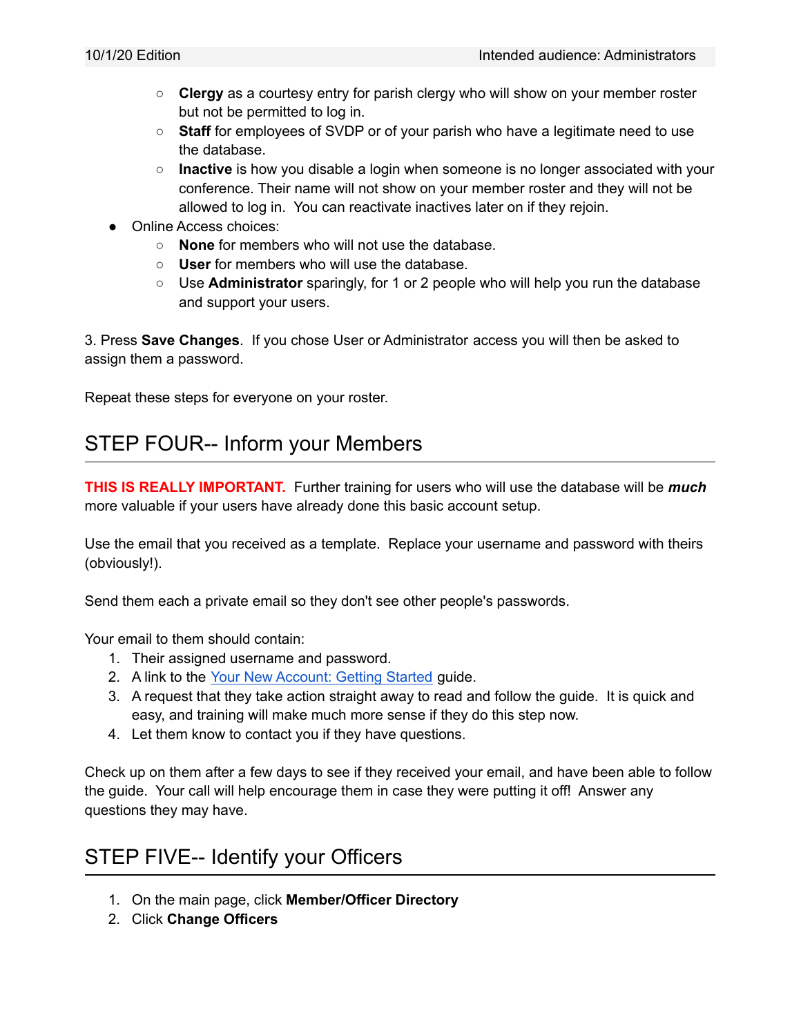- **Clergy** as a courtesy entry for parish clergy who will show on your member roster but not be permitted to log in.
  - **Staff** for employees of SVDP or of your parish who have a legitimate need to use the database.
  - **Inactive** is how you disable a login when someone is no longer associated with your conference. Their name will not show on your member roster and they will not be allowed to log in. You can reactivate inactives later on if they rejoin.
- Online Access choices:
  - **None** for members who will not use the database.
  - **User** for members who will use the database.
  - Use **Administrator** sparingly, for 1 or 2 people who will help you run the database and support your users.

3. Press **Save Changes**. If you chose User or Administrator access you will then be asked to assign them a password.

Repeat these steps for everyone on your roster.

## STEP FOUR-- Inform your Members

**THIS IS REALLY IMPORTANT.** Further training for users who will use the database will be ***much*** more valuable if your users have already done this basic account setup.

Use the email that you received as a template. Replace your username and password with theirs (obviously!).

Send them each a private email so they don't see other people's passwords.

Your email to them should contain:

1. Their assigned username and password.
2. A link to the Your New Account: Getting Started guide.
3. A request that they take action straight away to read and follow the guide. It is quick and easy, and training will make much more sense if they do this step now.
4. Let them know to contact you if they have questions.

Check up on them after a few days to see if they received your email, and have been able to follow the guide. Your call will help encourage them in case they were putting it off! Answer any questions they may have.

## STEP FIVE-- Identify your Officers

1. On the main page, click **Member/Officer Directory**
2. Click **Change Officers**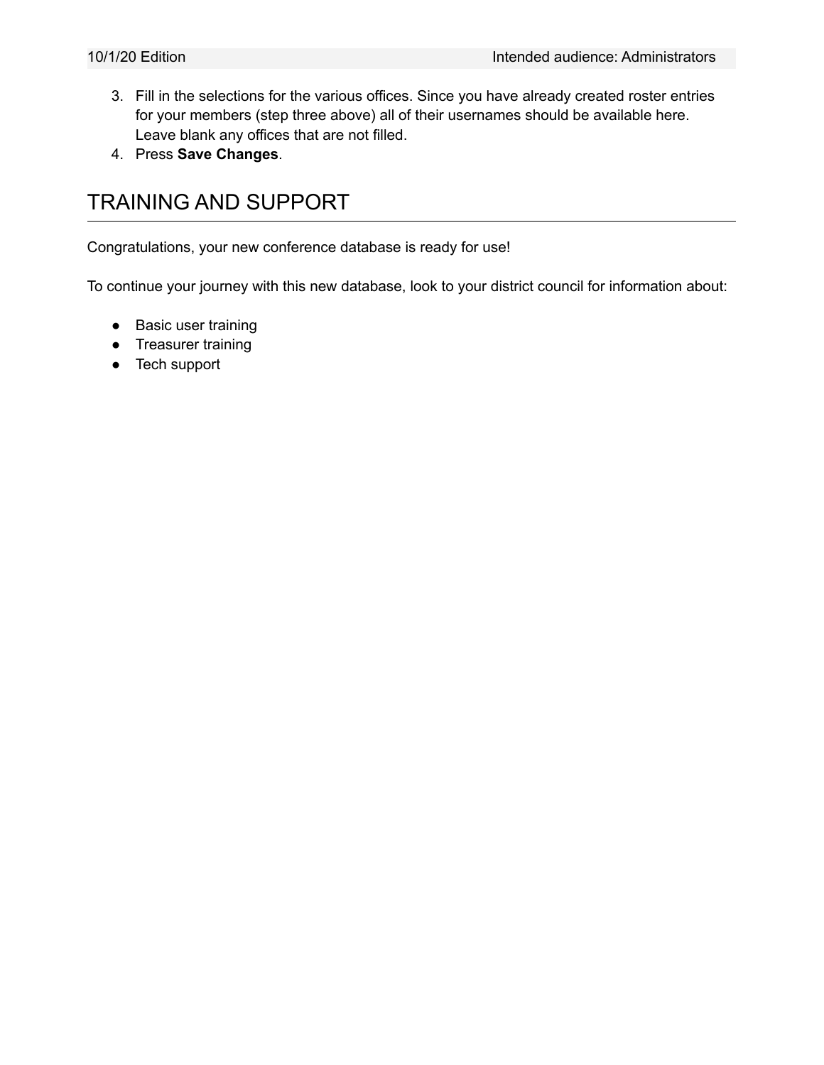3. Fill in the selections for the various offices. Since you have already created roster entries for your members (step three above) all of their usernames should be available here. Leave blank any offices that are not filled.
4. Press **Save Changes**.

# TRAINING AND SUPPORT

Congratulations, your new conference database is ready for use!

To continue your journey with this new database, look to your district council for information about:

- Basic user training
- Treasurer training
- Tech support